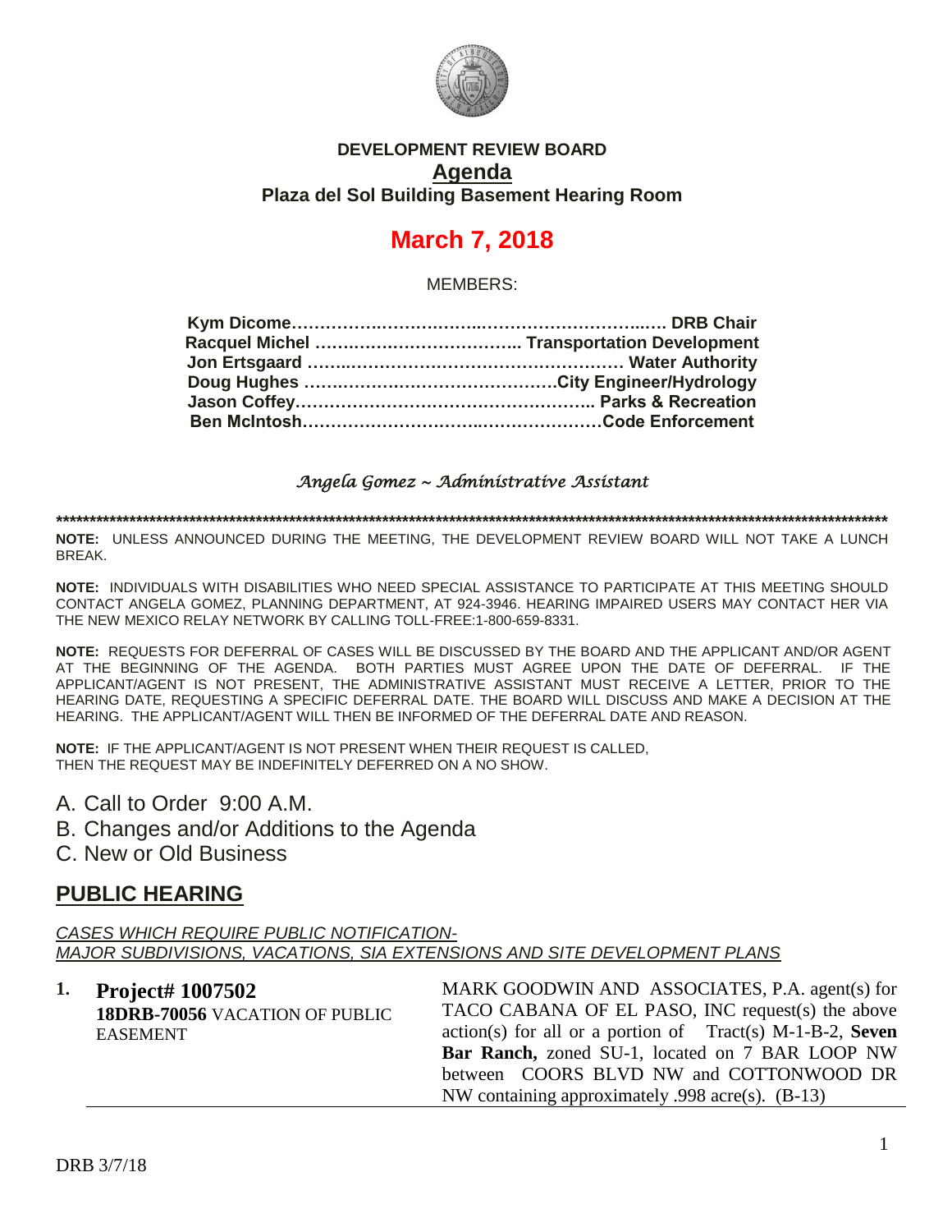**DEVELOPMENT REVIEW BOARD**

**Agenda**

**Plaza del Sol Building Basement Hearing Room**

# March 7, 2018

MEMBERS:

**Kym Dicome……………………………………………………… DRB Chair**
**Racquel Michel ……………………………… Transportation Development**
**Jon Ertsgaard ……………………………………………… Water Authority**
**Doug Hughes ………………………………………City Engineer/Hydrology**
**Jason Coffey……………………………………………… Parks & Recreation**
**Ben McIntosh……………………………………………………Code Enforcement**

*Angela Gomez ~ Administrative Assistant*

*************************************************************************************************************************

**NOTE:** UNLESS ANNOUNCED DURING THE MEETING, THE DEVELOPMENT REVIEW BOARD WILL NOT TAKE A LUNCH BREAK.

**NOTE:** INDIVIDUALS WITH DISABILITIES WHO NEED SPECIAL ASSISTANCE TO PARTICIPATE AT THIS MEETING SHOULD CONTACT ANGELA GOMEZ, PLANNING DEPARTMENT, AT 924-3946. HEARING IMPAIRED USERS MAY CONTACT HER VIA THE NEW MEXICO RELAY NETWORK BY CALLING TOLL-FREE:1-800-659-8331.

**NOTE:** REQUESTS FOR DEFERRAL OF CASES WILL BE DISCUSSED BY THE BOARD AND THE APPLICANT AND/OR AGENT AT THE BEGINNING OF THE AGENDA. BOTH PARTIES MUST AGREE UPON THE DATE OF DEFERRAL. IF THE APPLICANT/AGENT IS NOT PRESENT, THE ADMINISTRATIVE ASSISTANT MUST RECEIVE A LETTER, PRIOR TO THE HEARING DATE, REQUESTING A SPECIFIC DEFERRAL DATE. THE BOARD WILL DISCUSS AND MAKE A DECISION AT THE HEARING. THE APPLICANT/AGENT WILL THEN BE INFORMED OF THE DEFERRAL DATE AND REASON.

**NOTE:** IF THE APPLICANT/AGENT IS NOT PRESENT WHEN THEIR REQUEST IS CALLED, THEN THE REQUEST MAY BE INDEFINITELY DEFERRED ON A NO SHOW.

A. Call to Order 9:00 A.M.
B. Changes and/or Additions to the Agenda
C. New or Old Business

## PUBLIC HEARING

*CASES WHICH REQUIRE PUBLIC NOTIFICATION-*
*MAJOR SUBDIVISIONS, VACATIONS, SIA EXTENSIONS AND SITE DEVELOPMENT PLANS*

**1. Project# 1007502**
**18DRB-70056** VACATION OF PUBLIC EASEMENT

MARK GOODWIN AND ASSOCIATES, P.A. agent(s) for TACO CABANA OF EL PASO, INC request(s) the above action(s) for all or a portion of Tract(s) M-1-B-2, **Seven Bar Ranch,** zoned SU-1, located on 7 BAR LOOP NW between COORS BLVD NW and COTTONWOOD DR NW containing approximately .998 acre(s). (B-13)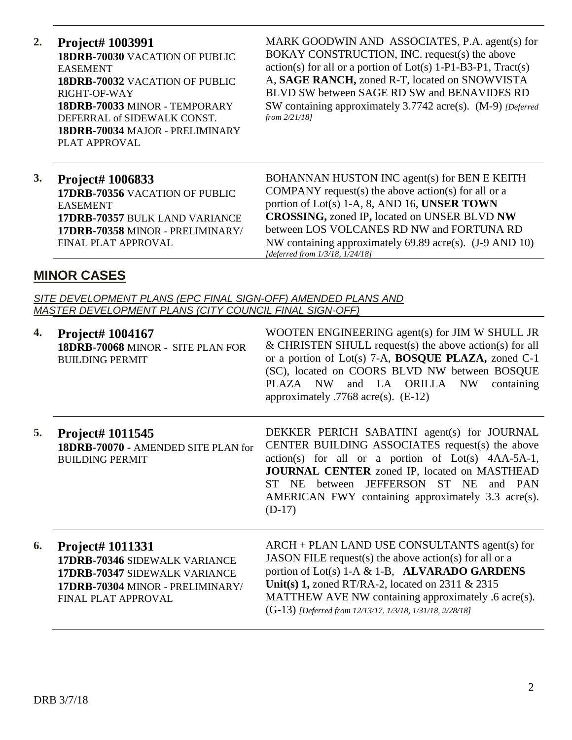| | | |
|---|---|---|
| **2.** | **Project# 1003991**<br>**18DRB-70030** VACATION OF PUBLIC EASEMENT<br>**18DRB-70032** VACATION OF PUBLIC RIGHT-OF-WAY<br>**18DRB-70033** MINOR - TEMPORARY DEFERRAL of SIDEWALK CONST.<br>**18DRB-70034** MAJOR - PRELIMINARY PLAT APPROVAL | MARK GOODWIN AND ASSOCIATES, P.A. agent(s) for BOKAY CONSTRUCTION, INC. request(s) the above action(s) for all or a portion of Lot(s) 1-P1-B3-P1, Tract(s) A, **SAGE RANCH,** zoned R-T, located on SNOWVISTA BLVD SW between SAGE RD SW and BENAVIDES RD SW containing approximately 3.7742 acre(s). (M-9) *[Deferred from 2/21/18]* |
| **3.** | **Project# 1006833**<br>**17DRB-70356** VACATION OF PUBLIC EASEMENT<br>**17DRB-70357** BULK LAND VARIANCE<br>**17DRB-70358** MINOR - PRELIMINARY/ FINAL PLAT APPROVAL | BOHANNAN HUSTON INC agent(s) for BEN E KEITH COMPANY request(s) the above action(s) for all or a portion of Lot(s) 1-A, 8, AND 16, **UNSER TOWN CROSSING,** zoned IP**,** located on UNSER BLVD **NW** between LOS VOLCANES RD NW and FORTUNA RD NW containing approximately 69.89 acre(s). (J-9 AND 10) *[deferred from 1/3/18, 1/24/18]* |

## MINOR CASES

*SITE DEVELOPMENT PLANS (EPC FINAL SIGN-OFF) AMENDED PLANS AND MASTER DEVELOPMENT PLANS (CITY COUNCIL FINAL SIGN-OFF)*

| | | |
|---|---|---|
| **4.** | **Project# 1004167**<br>**18DRB-70068** MINOR - SITE PLAN FOR BUILDING PERMIT | WOOTEN ENGINEERING agent(s) for JIM W SHULL JR & CHRISTEN SHULL request(s) the above action(s) for all or a portion of Lot(s) 7-A, **BOSQUE PLAZA,** zoned C-1 (SC), located on COORS BLVD NW between BOSQUE PLAZA NW and LA ORILLA NW containing approximately .7768 acre(s). (E-12) |
| **5.** | **Project# 1011545**<br>**18DRB-70070 -** AMENDED SITE PLAN for BUILDING PERMIT | DEKKER PERICH SABATINI agent(s) for JOURNAL CENTER BUILDING ASSOCIATES request(s) the above action(s) for all or a portion of Lot(s) 4AA-5A-1, **JOURNAL CENTER** zoned IP, located on MASTHEAD ST NE between JEFFERSON ST NE and PAN AMERICAN FWY containing approximately 3.3 acre(s). (D-17) |
| **6.** | **Project# 1011331**<br>**17DRB-70346** SIDEWALK VARIANCE<br>**17DRB-70347** SIDEWALK VARIANCE<br>**17DRB-70304** MINOR - PRELIMINARY/ FINAL PLAT APPROVAL | ARCH + PLAN LAND USE CONSULTANTS agent(s) for JASON FILE request(s) the above action(s) for all or a portion of Lot(s) 1-A & 1-B, **ALVARADO GARDENS Unit(s) 1,** zoned RT/RA-2, located on 2311 & 2315 MATTHEW AVE NW containing approximately .6 acre(s). (G-13) *[Deferred from 12/13/17, 1/3/18, 1/31/18, 2/28/18]* |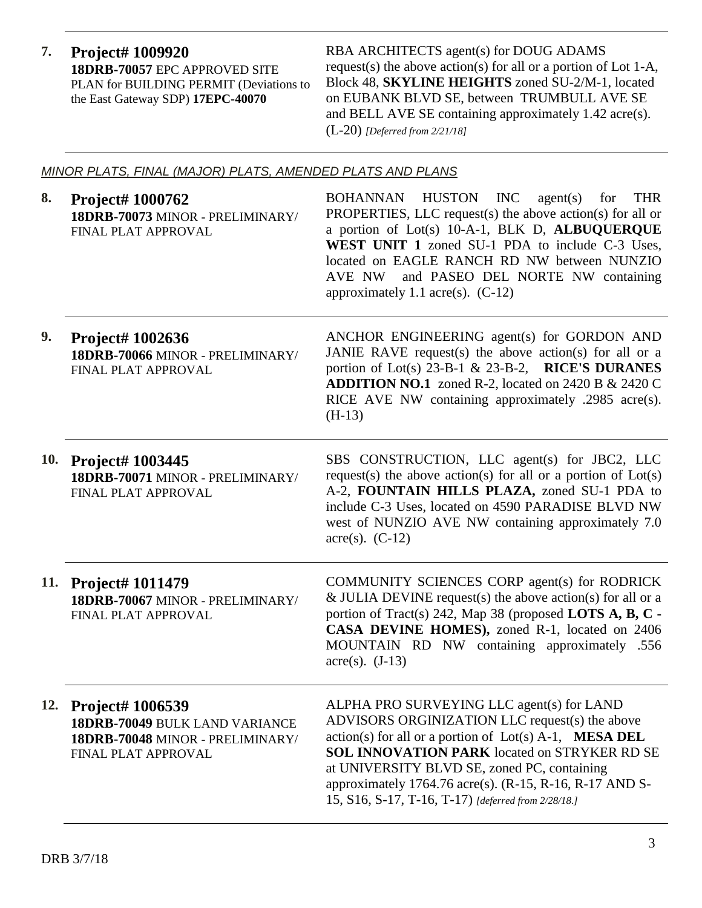**7. Project# 1009920**
**18DRB-70057** EPC APPROVED SITE PLAN for BUILDING PERMIT (Deviations to the East Gateway SDP) **17EPC-40070**

RBA ARCHITECTS agent(s) for DOUG ADAMS request(s) the above action(s) for all or a portion of Lot 1-A, Block 48, **SKYLINE HEIGHTS** zoned SU-2/M-1, located on EUBANK BLVD SE, between TRUMBULL AVE SE and BELL AVE SE containing approximately 1.42 acre(s). (L-20) *[Deferred from 2/21/18]*

---

*MINOR PLATS, FINAL (MAJOR) PLATS, AMENDED PLATS AND PLANS*

**8. Project# 1000762**
**18DRB-70073** MINOR - PRELIMINARY/ FINAL PLAT APPROVAL

BOHANNAN HUSTON INC agent(s) for THR PROPERTIES, LLC request(s) the above action(s) for all or a portion of Lot(s) 10-A-1, BLK D, **ALBUQUERQUE WEST UNIT 1** zoned SU-1 PDA to include C-3 Uses, located on EAGLE RANCH RD NW between NUNZIO AVE NW and PASEO DEL NORTE NW containing approximately 1.1 acre(s). (C-12)

---

**9. Project# 1002636**
**18DRB-70066** MINOR - PRELIMINARY/ FINAL PLAT APPROVAL

ANCHOR ENGINEERING agent(s) for GORDON AND JANIE RAVE request(s) the above action(s) for all or a portion of Lot(s) 23-B-1 & 23-B-2, **RICE'S DURANES ADDITION NO.1** zoned R-2, located on 2420 B & 2420 C RICE AVE NW containing approximately .2985 acre(s). (H-13)

---

**10. Project# 1003445**
**18DRB-70071** MINOR - PRELIMINARY/ FINAL PLAT APPROVAL

SBS CONSTRUCTION, LLC agent(s) for JBC2, LLC request(s) the above action(s) for all or a portion of Lot(s) A-2, **FOUNTAIN HILLS PLAZA,** zoned SU-1 PDA to include C-3 Uses, located on 4590 PARADISE BLVD NW west of NUNZIO AVE NW containing approximately 7.0 acre(s). (C-12)

---

**11. Project# 1011479**
**18DRB-70067** MINOR - PRELIMINARY/ FINAL PLAT APPROVAL

COMMUNITY SCIENCES CORP agent(s) for RODRICK & JULIA DEVINE request(s) the above action(s) for all or a portion of Tract(s) 242, Map 38 (proposed **LOTS A, B, C - CASA DEVINE HOMES),** zoned R-1, located on 2406 MOUNTAIN RD NW containing approximately .556 acre(s). (J-13)

---

**12. Project# 1006539**
**18DRB-70049** BULK LAND VARIANCE
**18DRB-70048** MINOR - PRELIMINARY/ FINAL PLAT APPROVAL

ALPHA PRO SURVEYING LLC agent(s) for LAND ADVISORS ORGINIZATION LLC request(s) the above action(s) for all or a portion of Lot(s) A-1, **MESA DEL SOL INNOVATION PARK** located on STRYKER RD SE at UNIVERSITY BLVD SE, zoned PC, containing approximately 1764.76 acre(s). (R-15, R-16, R-17 AND S-15, S16, S-17, T-16, T-17) *[deferred from 2/28/18.]*

---

DRB 3/7/18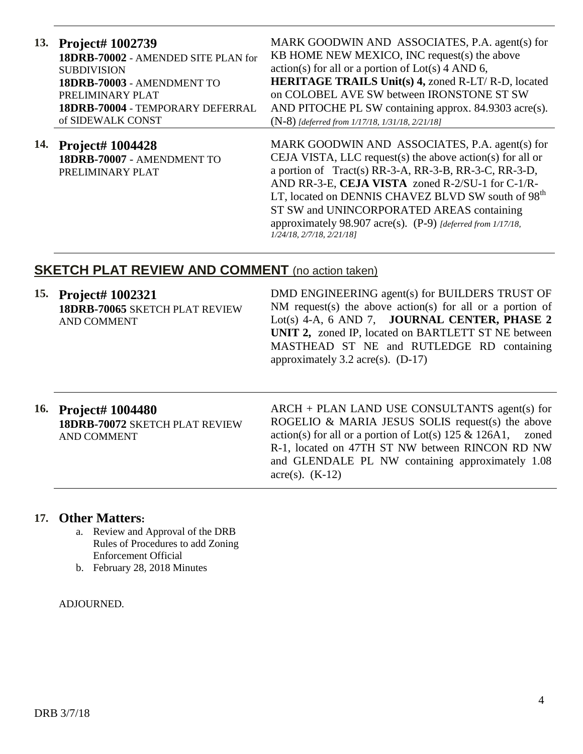| | | |
|---|---|---|
| **13.** | **Project# 1002739**<br>**18DRB-70002** - AMENDED SITE PLAN for SUBDIVISION<br>**18DRB-70003** - AMENDMENT TO PRELIMINARY PLAT<br>**18DRB-70004** - TEMPORARY DEFERRAL of SIDEWALK CONST | MARK GOODWIN AND ASSOCIATES, P.A. agent(s) for KB HOME NEW MEXICO, INC request(s) the above action(s) for all or a portion of Lot(s) 4 AND 6, **HERITAGE TRAILS Unit(s) 4,** zoned R-LT/ R-D, located on COLOBEL AVE SW between IRONSTONE ST SW AND PITOCHE PL SW containing approx. 84.9303 acre(s). (N-8) *[deferred from 1/17/18, 1/31/18, 2/21/18]* |
| **14.** | **Project# 1004428**<br>**18DRB-70007** - AMENDMENT TO PRELIMINARY PLAT | MARK GOODWIN AND ASSOCIATES, P.A. agent(s) for CEJA VISTA, LLC request(s) the above action(s) for all or a portion of Tract(s) RR-3-A, RR-3-B, RR-3-C, RR-3-D, AND RR-3-E, **CEJA VISTA** zoned R-2/SU-1 for C-1/R-LT, located on DENNIS CHAVEZ BLVD SW south of 98th ST SW and UNINCORPORATED AREAS containing approximately 98.907 acre(s). (P-9) *[deferred from 1/17/18, 1/24/18, 2/7/18, 2/21/18]* |

## SKETCH PLAT REVIEW AND COMMENT (no action taken)

| | | |
|---|---|---|
| **15.** | **Project# 1002321**<br>**18DRB-70065** SKETCH PLAT REVIEW AND COMMENT | DMD ENGINEERING agent(s) for BUILDERS TRUST OF NM request(s) the above action(s) for all or a portion of Lot(s) 4-A, 6 AND 7, **JOURNAL CENTER, PHASE 2 UNIT 2,** zoned IP, located on BARTLETT ST NE between MASTHEAD ST NE and RUTLEDGE RD containing approximately 3.2 acre(s). (D-17) |
| **16.** | **Project# 1004480**<br>**18DRB-70072** SKETCH PLAT REVIEW AND COMMENT | ARCH + PLAN LAND USE CONSULTANTS agent(s) for ROGELIO & MARIA JESUS SOLIS request(s) the above action(s) for all or a portion of Lot(s) 125 & 126A1, zoned R-1, located on 47TH ST NW between RINCON RD NW and GLENDALE PL NW containing approximately 1.08 acre(s). (K-12) |

**17. Other Matters:**

a. Review and Approval of the DRB Rules of Procedures to add Zoning Enforcement Official
b. February 28, 2018 Minutes

ADJOURNED.